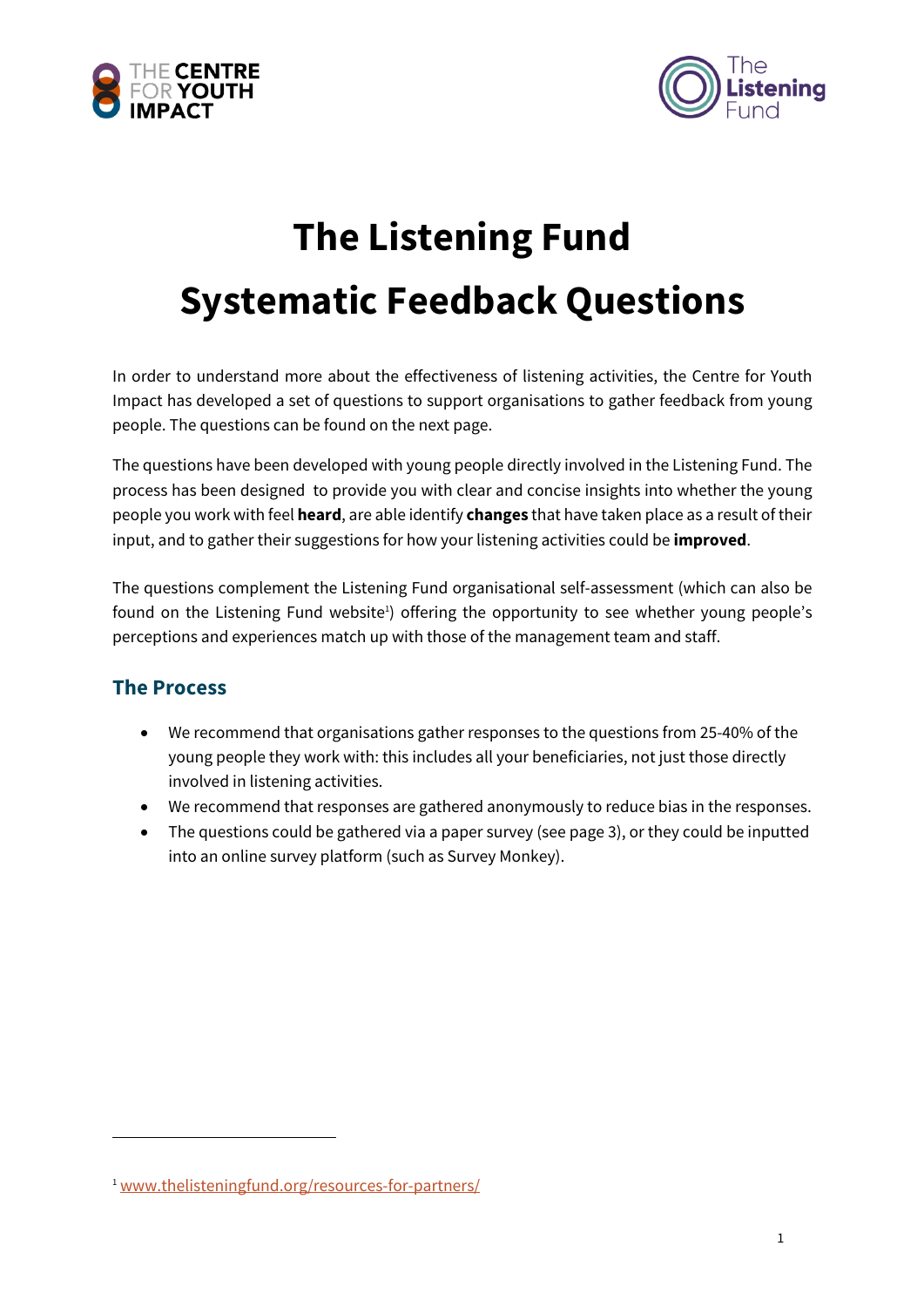# The Listening Fund
# Systematic Feedback Questions

In order to understand more about the effectiveness of listening activities, the Centre for Youth Impact has developed a set of questions to support organisations to gather feedback from young people. The questions can be found on the next page.

The questions have been developed with young people directly involved in the Listening Fund. The process has been designed to provide you with clear and concise insights into whether the young people you work with feel **heard**, are able identify **changes** that have taken place as a result of their input, and to gather their suggestions for how your listening activities could be **improved**.

The questions complement the Listening Fund organisational self-assessment (which can also be found on the Listening Fund website[1]) offering the opportunity to see whether young people's perceptions and experiences match up with those of the management team and staff.

## The Process

- We recommend that organisations gather responses to the questions from 25-40% of the young people they work with: this includes all your beneficiaries, not just those directly involved in listening activities.
- We recommend that responses are gathered anonymously to reduce bias in the responses.
- The questions could be gathered via a paper survey (see page 3), or they could be inputted into an online survey platform (such as Survey Monkey).

[1] www.thelisteningfund.org/resources-for-partners/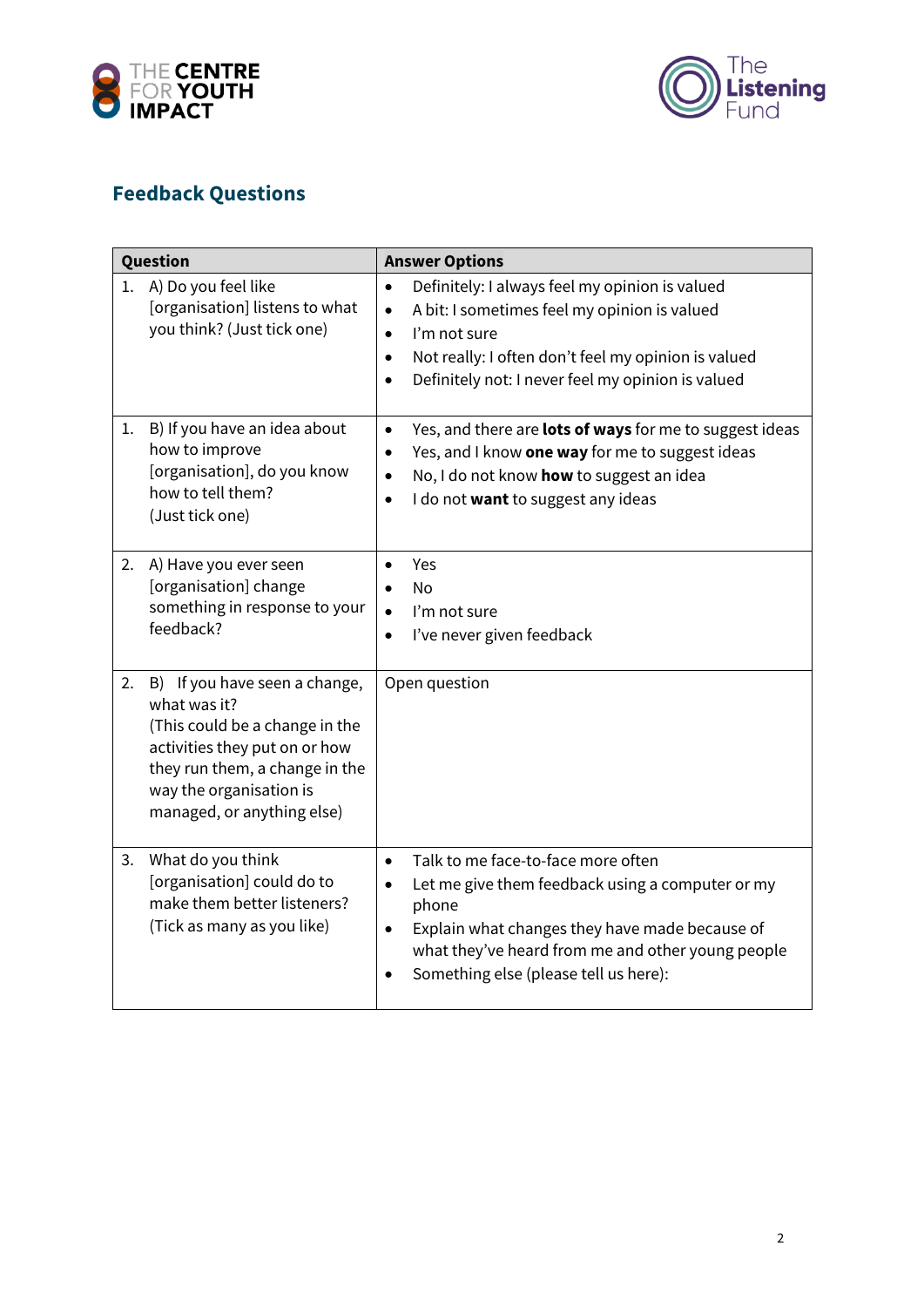## Feedback Questions

| Question | Answer Options |
|---|---|
| 1. A) Do you feel like [organisation] listens to what you think? (Just tick one) | • Definitely: I always feel my opinion is valued<br>• A bit: I sometimes feel my opinion is valued<br>• I'm not sure<br>• Not really: I often don't feel my opinion is valued<br>• Definitely not: I never feel my opinion is valued |
| 1. B) If you have an idea about how to improve [organisation], do you know how to tell them? (Just tick one) | • Yes, and there are **lots of ways** for me to suggest ideas<br>• Yes, and I know **one way** for me to suggest ideas<br>• No, I do not know **how** to suggest an idea<br>• I do not **want** to suggest any ideas |
| 2. A) Have you ever seen [organisation] change something in response to your feedback? | • Yes<br>• No<br>• I'm not sure<br>• I've never given feedback |
| 2. B) If you have seen a change, what was it? (This could be a change in the activities they put on or how they run them, a change in the way the organisation is managed, or anything else) | Open question |
| 3. What do you think [organisation] could do to make them better listeners? (Tick as many as you like) | • Talk to me face-to-face more often<br>• Let me give them feedback using a computer or my phone<br>• Explain what changes they have made because of what they've heard from me and other young people<br>• Something else (please tell us here): |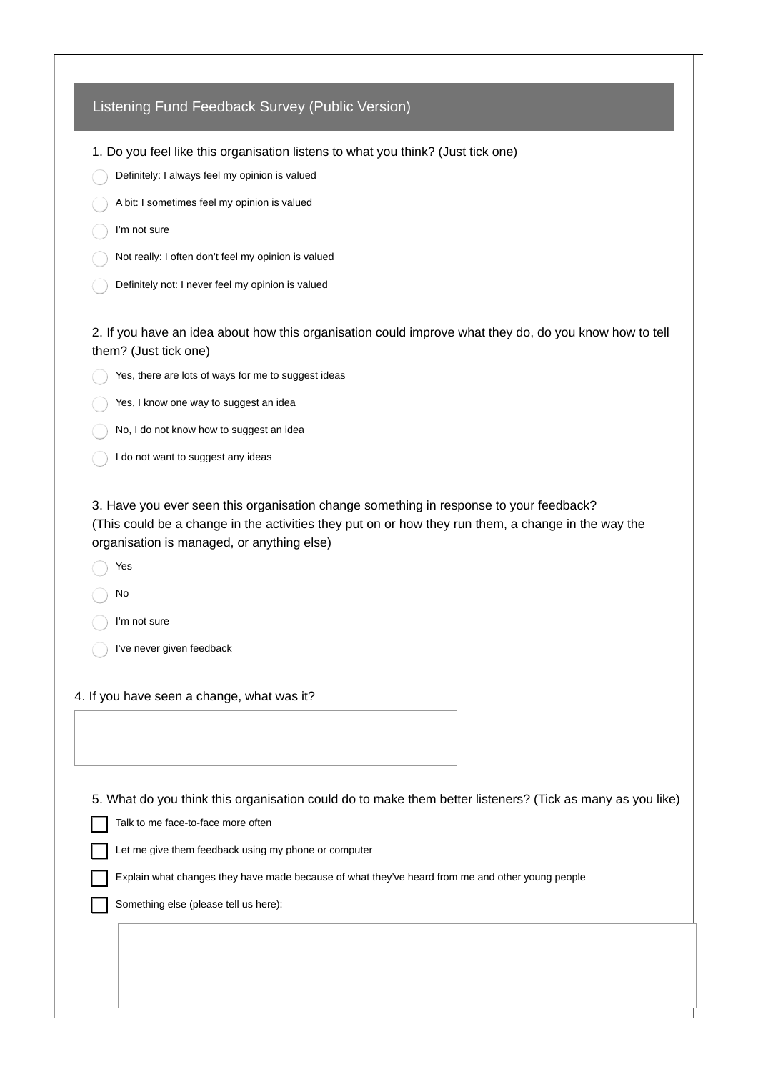## Listening Fund Feedback Survey (Public Version)

1. Do you feel like this organisation listens to what you think? (Just tick one)

- ◯ Definitely: I always feel my opinion is valued
- ◯ A bit: I sometimes feel my opinion is valued
- ◯ I'm not sure
- ◯ Not really: I often don't feel my opinion is valued
- ◯ Definitely not: I never feel my opinion is valued

2. If you have an idea about how this organisation could improve what they do, do you know how to tell them? (Just tick one)

- ◯ Yes, there are lots of ways for me to suggest ideas
- ◯ Yes, I know one way to suggest an idea
- ◯ No, I do not know how to suggest an idea
- ◯ I do not want to suggest any ideas

3. Have you ever seen this organisation change something in response to your feedback?
(This could be a change in the activities they put on or how they run them, a change in the way the organisation is managed, or anything else)

- ◯ Yes
- ◯ No
- ◯ I'm not sure
- ◯ I've never given feedback

4. If you have seen a change, what was it?

5. What do you think this organisation could do to make them better listeners? (Tick as many as you like)

- ☐ Talk to me face-to-face more often
- ☐ Let me give them feedback using my phone or computer
- ☐ Explain what changes they have made because of what they've heard from me and other young people
- ☐ Something else (please tell us here):